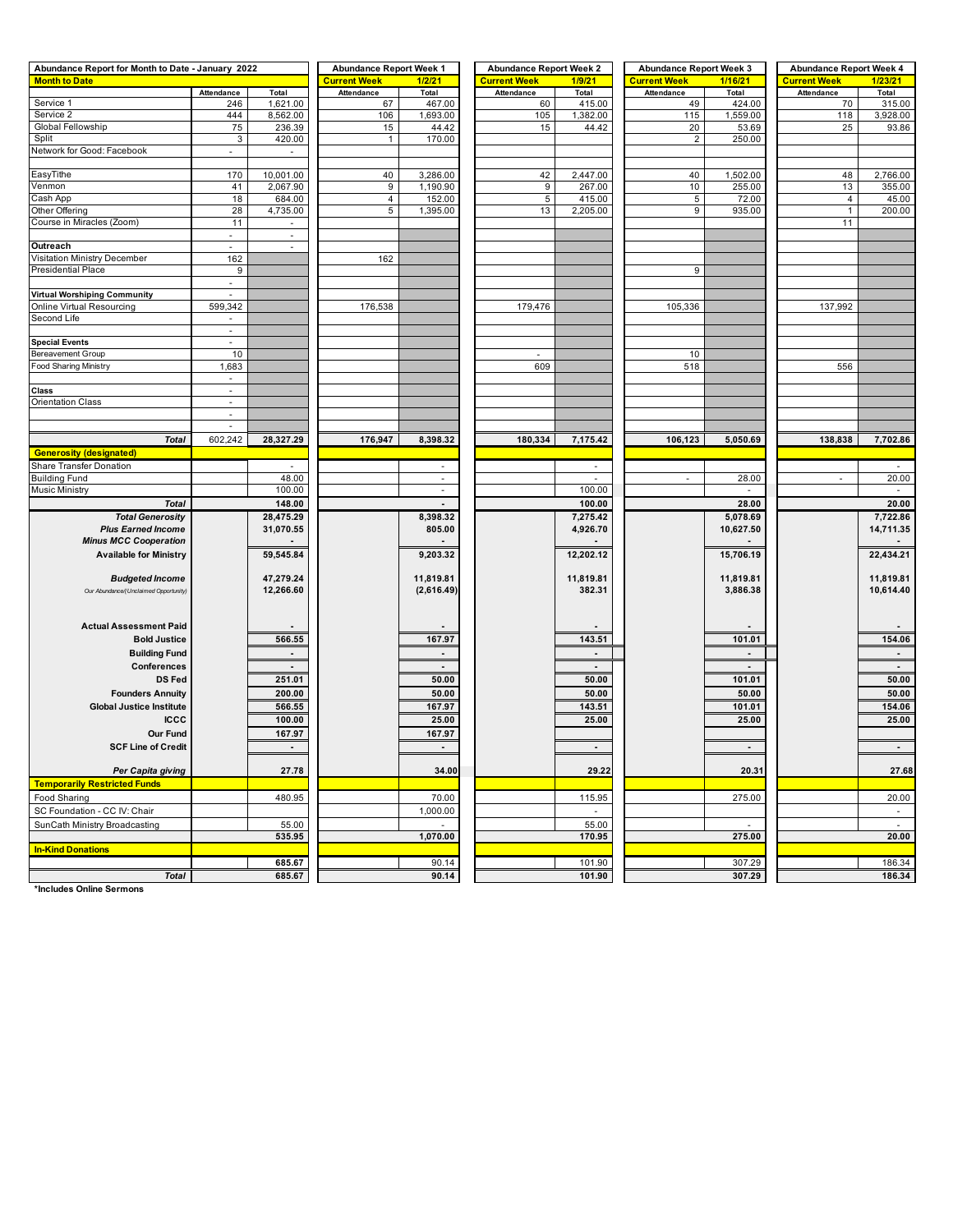| Abundance Report for Month to Date - January 2022 | | | Abundance Report Week 1 | | Abundance Report Week 2 | | Abundance Report Week 3 | | Abundance Report Week 4 | |
|---|---|---|---|---|---|---|---|---|---|---|
| **Month to Date** | | | **Current Week** | **1/2/21** | **Current Week** | **1/9/21** | **Current Week** | **1/16/21** | **Current Week** | **1/23/21** |
| | Attendance | Total | Attendance | Total | Attendance | Total | Attendance | Total | Attendance | Total |
| Service 1 | 246 | 1,621.00 | 67 | 467.00 | 60 | 415.00 | 49 | 424.00 | 70 | 315.00 |
| Service 2 | 444 | 8,562.00 | 106 | 1,693.00 | 105 | 1,382.00 | 115 | 1,559.00 | 118 | 3,928.00 |
| Global Fellowship | 75 | 236.39 | 15 | 44.42 | 15 | 44.42 | 20 | 53.69 | 25 | 93.86 |
| Split | 3 | 420.00 | 1 | 170.00 | | | 2 | 250.00 | | |
| Network for Good: Facebook | - | - | | | | | | | | |
| | | | | | | | | | | |
| EasyTithe | 170 | 10,001.00 | 40 | 3,286.00 | 42 | 2,447.00 | 40 | 1,502.00 | 48 | 2,766.00 |
| Venmon | 41 | 2,067.90 | 9 | 1,190.90 | 9 | 267.00 | 10 | 255.00 | 13 | 355.00 |
| Cash App | 18 | 684.00 | 4 | 152.00 | 5 | 415.00 | 5 | 72.00 | 4 | 45.00 |
| Other Offering | 28 | 4,735.00 | 5 | 1,395.00 | 13 | 2,205.00 | 9 | 935.00 | 1 | 200.00 |
| Course in Miracles (Zoom) | 11 | - | | | | | | | 11 | |
| | - | - | | | | | | | | |
| **Outreach** | - | - | | | | | | | | |
| Visitation Ministry December | 162 | | 162 | | | | | | | |
| Presidential Place | 9 | | | | | | 9 | | | |
| | - | | | | | | | | | |
| **Virtual Worshiping Community** | - | | | | | | | | | |
| Online Virtual Resourcing | 599,342 | | 176,538 | | 179,476 | | 105,336 | | 137,992 | |
| Second Life | - | | | | | | | | | |
| | - | | | | | | | | | |
| **Special Events** | - | | | | | | | | | |
| Bereavement Group | 10 | | | | - | | 10 | | | |
| Food Sharing Ministry | 1,683 | | | | 609 | | 518 | | 556 | |
| | - | | | | | | | | | |
| **Class** | - | | | | | | | | | |
| Orientation Class | - | | | | | | | | | |
| | - | | | | | | | | | |
| | - | | | | | | | | | |
| ***Total*** | 602,242 | **28,327.29** | **176,947** | **8,398.32** | **180,334** | **7,175.42** | **106,123** | **5,050.69** | **138,838** | **7,702.86** |
| **Generosity (designated)** | | | | | | | | | | |
| Share Transfer Donation | | - | | - | | - | | | | - |
| Building Fund | | 48.00 | | - | | - | - | 28.00 | - | 20.00 |
| Music Ministry | | 100.00 | | - | | 100.00 | | - | | - |
| ***Total*** | | **148.00** | | **-** | | **100.00** | | **28.00** | | **20.00** |
| ***Total Generosity*** | | **28,475.29** | | **8,398.32** | | **7,275.42** | | **5,078.69** | | **7,722.86** |
| ***Plus Earned Income*** | | **31,070.55** | | **805.00** | | **4,926.70** | | **10,627.50** | | **14,711.35** |
| ***Minus MCC Cooperation*** | | **-** | | **-** | | **-** | | **-** | | **-** |
| **Available for Ministry** | | **59,545.84** | | **9,203.32** | | **12,202.12** | | **15,706.19** | | **22,434.21** |
| ***Budgeted Income*** | | **47,279.24** | | **11,819.81** | | **11,819.81** | | **11,819.81** | | **11,819.81** |
| *Our Abundance/(Unclaimed Opportunity)* | | **12,266.60** | | **(2,616.49)** | | **382.31** | | **3,886.38** | | **10,614.40** |
| **Actual Assessment Paid** | | **-** | | **-** | | **-** | | **-** | | **-** |
| **Bold Justice** | | **566.55** | | **167.97** | | **143.51** | | **101.01** | | **154.06** |
| **Building Fund** | | **-** | | **-** | | **-** | | **-** | | **-** |
| **Conferences** | | **-** | | **-** | | **-** | | **-** | | **-** |
| **DS Fed** | | **251.01** | | **50.00** | | **50.00** | | **101.01** | | **50.00** |
| **Founders Annuity** | | **200.00** | | **50.00** | | **50.00** | | **50.00** | | **50.00** |
| **Global Justice Institute** | | **566.55** | | **167.97** | | **143.51** | | **101.01** | | **154.06** |
| **ICCC** | | **100.00** | | **25.00** | | **25.00** | | **25.00** | | **25.00** |
| **Our Fund** | | **167.97** | | **167.97** | | | | | | |
| **SCF Line of Credit** | | **-** | | **-** | | **-** | | **-** | | **-** |
| ***Per Capita giving*** | | **27.78** | | **34.00** | | **29.22** | | **20.31** | | **27.68** |
| **Temporarily Restricted Funds** | | | | | | | | | | |
| Food Sharing | | 480.95 | | 70.00 | | 115.95 | | 275.00 | | 20.00 |
| SC Foundation - CC IV: Chair | | | | 1,000.00 | | - | | | | - |
| SunCath Ministry Broadcasting | | 55.00 | | - | | 55.00 | | - | | - |
| | | **535.95** | | **1,070.00** | | **170.95** | | **275.00** | | **20.00** |
| **In-Kind Donations** | | | | | | | | | | |
| | | 685.67 | | 90.14 | | 101.90 | | 307.29 | | 186.34 |
| ***Total*** | | **685.67** | | **90.14** | | **101.90** | | **307.29** | | **186.34** |

**\*Includes Online Sermons**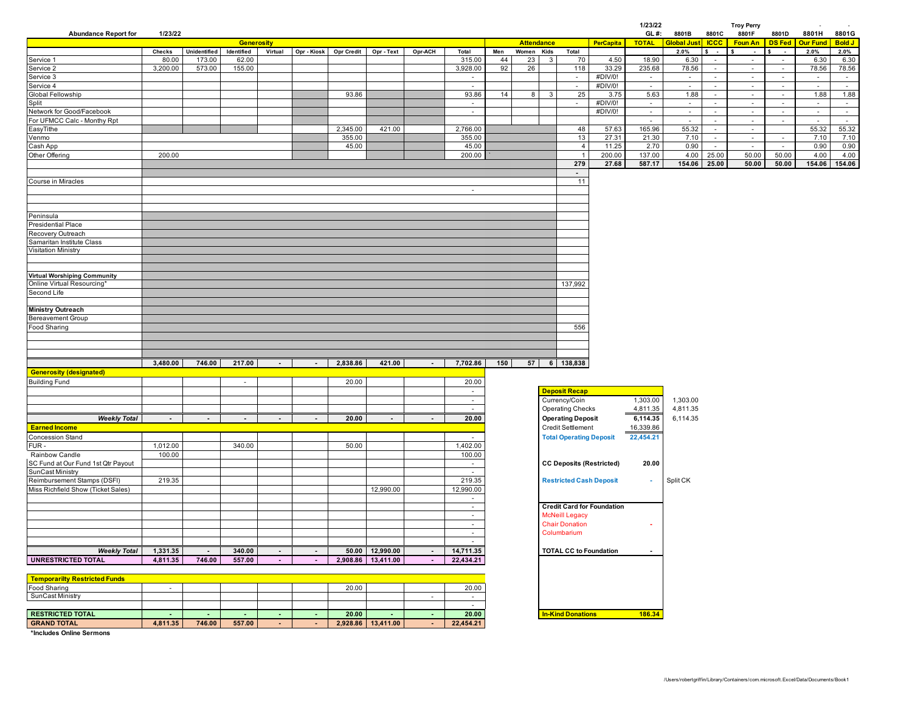**Abundance Report for** 1/23/22

| | Checks | Unidentified | Identified | Virtual | Opr - Kiosk | Opr Credit | Opr - Text | Opr-ACH | Total | Men | Women | Kids | Total | PerCapita | TOTAL | Global Just | ICCC | Foun An | DS Fed | Our Fund | Bold J |
|---|---|---|---|---|---|---|---|---|---|---|---|---|---|---|---|---|---|---|---|---|---|
| | **Generosity** | | | | | | | | | **Attendance** | | | | | 1/23/22 GL #: | 8801B | 8801C | Troy Perry 8801F | 8801D | - 8801H | - 8801G |
| | | | | | | | | | | | | | | | | 2.0% | $ - | $ - | $ - | 2.0% | 2.0% |
| Service 1 | 80.00 | 173.00 | 62.00 | | | | | | 315.00 | 44 | 23 | 3 | 70 | 4.50 | 18.90 | 6.30 | - | - | - | 6.30 | 6.30 |
| Service 2 | 3,200.00 | 573.00 | 155.00 | | | | | | 3,928.00 | 92 | 26 | | 118 | 33.29 | 235.68 | 78.56 | - | - | - | 78.56 | 78.56 |
| Service 3 | | | | | | | | | - | | | | - | #DIV/0! | - | - | - | - | - | - | - |
| Service 4 | | | | | | | | | - | | | | - | #DIV/0! | - | - | - | - | - | - | - |
| Global Fellowship | | | | | | 93.86 | | | 93.86 | 14 | 8 | 3 | 25 | 3.75 | 5.63 | 1.88 | - | - | - | 1.88 | 1.88 |
| Split | | | | | | | | | - | | | | - | #DIV/0! | - | - | - | - | - | - | - |
| Network for Good/Facebook | | | | | | | | | - | | | | | #DIV/0! | - | - | - | - | - | - | - |
| For UFMCC Calc - Monthy Rpt | | | | | | | | | | | | | | | - | - | - | - | - | - | - |
| EasyTithe | | | | | | 2,345.00 | 421.00 | | 2,766.00 | | | | 48 | 57.63 | 165.96 | 55.32 | - | - | | 55.32 | 55.32 |
| Venmo | | | | | | 355.00 | | | 355.00 | | | | 13 | 27.31 | 21.30 | 7.10 | - | - | - | 7.10 | 7.10 |
| Cash App | | | | | | 45.00 | | | 45.00 | | | | 4 | 11.25 | 2.70 | 0.90 | - | - | - | 0.90 | 0.90 |
| Other Offering | 200.00 | | | | | | | | 200.00 | | | | 1 | 200.00 | 137.00 | 4.00 | 25.00 | 50.00 | 50.00 | 4.00 | 4.00 |
| | | | | | | | | | | | | | 279 | 27.68 | 587.17 | 154.06 | 25.00 | 50.00 | 50.00 | 154.06 | 154.06 |
| | | | | | | | | | | | | | - | | | | | | | | |
| Course in Miracles | | | | | | | | | | | | | 11 | | | | | | | | |
| | | | | | | | | | - | | | | | | | | | | | | |
| Peninsula | | | | | | | | | | | | | | | | | | | | | |
| Presidential Place | | | | | | | | | | | | | | | | | | | | | |
| Recovery Outreach | | | | | | | | | | | | | | | | | | | | | |
| Samaritan Institute Class | | | | | | | | | | | | | | | | | | | | | |
| Visitation Ministry | | | | | | | | | | | | | | | | | | | | | |
| **Virtual Worshiping Community** | | | | | | | | | | | | | | | | | | | | | |
| Online Virtual Resourcing* | | | | | | | | | | | | | 137,992 | | | | | | | | |
| Second Life | | | | | | | | | | | | | | | | | | | | | |
| **Ministry Outreach** | | | | | | | | | | | | | | | | | | | | | |
| Bereavement Group | | | | | | | | | | | | | | | | | | | | | |
| Food Sharing | | | | | | | | | | | | | 556 | | | | | | | | |
| | **3,480.00** | **746.00** | **217.00** | **-** | **-** | **2,838.86** | **421.00** | **-** | **7,702.86** | **150** | **57** | **6** | **138,838** | | | | | | | | |

| | Checks | Unidentified | Identified | Virtual | Opr - Kiosk | Opr Credit | Opr - Text | Opr-ACH | Total |
|---|---|---|---|---|---|---|---|---|---|
| **Generosity (designated)** | | | | | | | | | |
| Building Fund | | | - | | | 20.00 | | | 20.00 |
| | | | | | | | | | - |
| | | | | | | | | | - |
| | | | | | | | | | - |
| ***Weekly Total*** | **-** | **-** | **-** | **-** | **-** | **20.00** | **-** | **-** | **20.00** |
| **Earned Income** | | | | | | | | | |
| Concession Stand | | | | | | | | | - |
| FUR - | 1,012.00 | | 340.00 | | | 50.00 | | | 1,402.00 |
| Rainbow Candle | 100.00 | | | | | | | | 100.00 |
| SC Fund at Our Fund 1st Qtr Payout | | | | | | | | | - |
| SunCast Ministry | | | | | | | | | - |
| Reimbursement Stamps (DSFI) | 219.35 | | | | | | | | 219.35 |
| Miss Richfield Show (Ticket Sales) | | | | | | | 12,990.00 | | 12,990.00 |
| | | | | | | | | | - |
| | | | | | | | | | - |
| | | | | | | | | | - |
| | | | | | | | | | - |
| | | | | | | | | | - |
| | | | | | | | | | - |
| ***Weekly Total*** | **1,331.35** | **-** | **340.00** | **-** | **-** | **50.00** | **12,990.00** | **-** | **14,711.35** |
| **UNRESTRICTED TOTAL** | **4,811.35** | **746.00** | **557.00** | **-** | **-** | **2,908.86** | **13,411.00** | **-** | **22,434.21** |
| **Temporarilty Restricted Funds** | | | | | | | | | |
| Food Sharing | - | | | | | 20.00 | | | 20.00 |
| SunCast Ministry | | | | | | | | - | - |
| | | | | | | | | | - |
| **RESTRICTED TOTAL** | **-** | **-** | **-** | **-** | **-** | **20.00** | **-** | **-** | **20.00** |
| **GRAND TOTAL** | **4,811.35** | **746.00** | **557.00** | **-** | **-** | **2,928.86** | **13,411.00** | **-** | **22,454.21** |

**\*Includes Online Sermons**

| **Deposit Recap** | | |
|---|---|---|
| Currency/Coin | 1,303.00 | 1,303.00 |
| Operating Checks | 4,811.35 | 4,811.35 |
| **Operating Deposit** | **6,114.35** | 6,114.35 |
| Credit Settlement | 16,339.86 | |
| **Total Operating Deposit** | **22,454.21** | |
| **CC Deposits (Restricted)** | **20.00** | |
| **Restricted Cash Deposit** | - | Split CK |
| **Credit Card for Foundation** | | |
| McNeill Legacy | | |
| Chair Donation | - | |
| Columbarium | | |
| **TOTAL CC to Foundation** | **-** | |
| **In-Kind Donations** | **186.34** | |